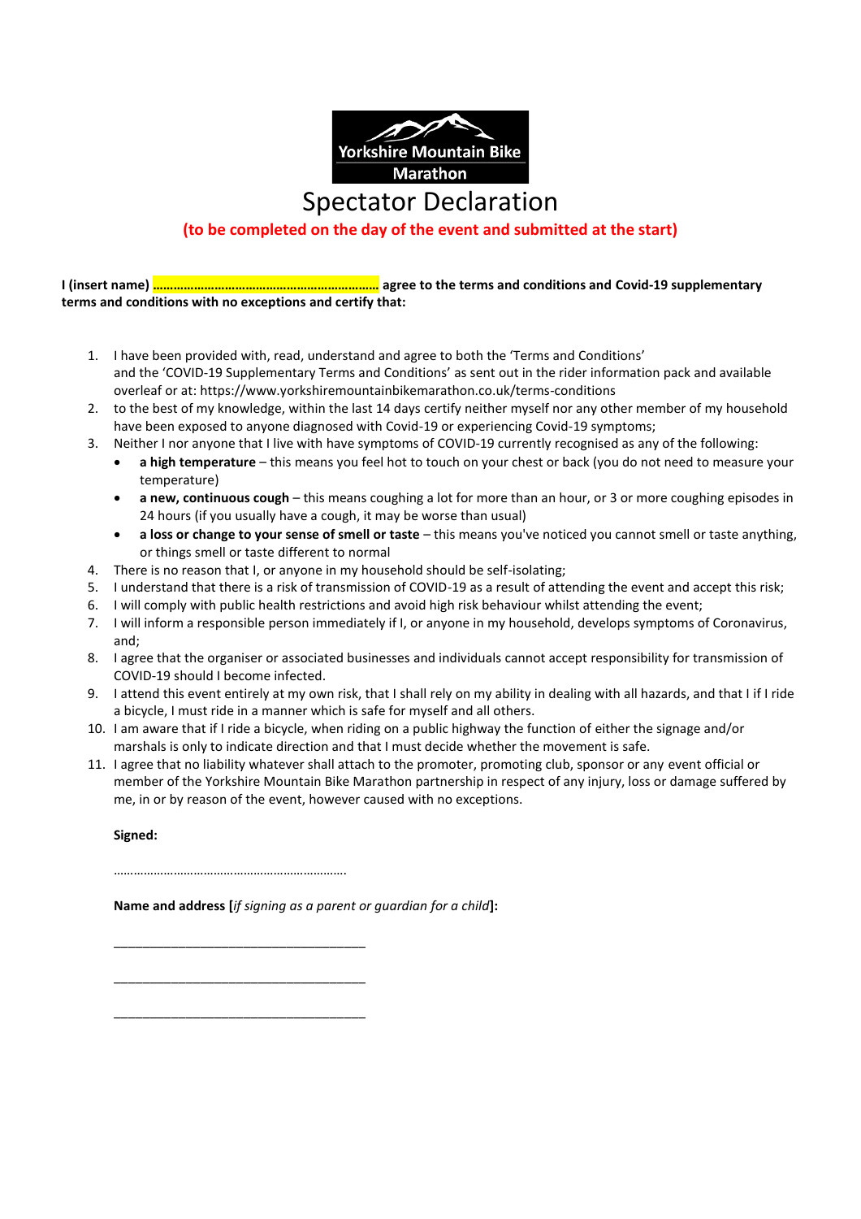Yorkshire Mountain Bike Marathon

# Spectator Declaration

**(to be completed on the day of the event and submitted at the start)**

**I (insert name) ………………………………………………………… agree to the terms and conditions and Covid-19 supplementary terms and conditions with no exceptions and certify that:**

1. I have been provided with, read, understand and agree to both the 'Terms and Conditions' and the 'COVID-19 Supplementary Terms and Conditions' as sent out in the rider information pack and available overleaf or at: https://www.yorkshiremountainbikemarathon.co.uk/terms-conditions
2. to the best of my knowledge, within the last 14 days certify neither myself nor any other member of my household have been exposed to anyone diagnosed with Covid-19 or experiencing Covid-19 symptoms;
3. Neither I nor anyone that I live with have symptoms of COVID-19 currently recognised as any of the following:
   - **a high temperature** – this means you feel hot to touch on your chest or back (you do not need to measure your temperature)
   - **a new, continuous cough** – this means coughing a lot for more than an hour, or 3 or more coughing episodes in 24 hours (if you usually have a cough, it may be worse than usual)
   - **a loss or change to your sense of smell or taste** – this means you've noticed you cannot smell or taste anything, or things smell or taste different to normal
4. There is no reason that I, or anyone in my household should be self-isolating;
5. I understand that there is a risk of transmission of COVID-19 as a result of attending the event and accept this risk;
6. I will comply with public health restrictions and avoid high risk behaviour whilst attending the event;
7. I will inform a responsible person immediately if I, or anyone in my household, develops symptoms of Coronavirus, and;
8. I agree that the organiser or associated businesses and individuals cannot accept responsibility for transmission of COVID-19 should I become infected.
9. I attend this event entirely at my own risk, that I shall rely on my ability in dealing with all hazards, and that I if I ride a bicycle, I must ride in a manner which is safe for myself and all others.
10. I am aware that if I ride a bicycle, when riding on a public highway the function of either the signage and/or marshals is only to indicate direction and that I must decide whether the movement is safe.
11. I agree that no liability whatever shall attach to the promoter, promoting club, sponsor or any event official or member of the Yorkshire Mountain Bike Marathon partnership in respect of any injury, loss or damage suffered by me, in or by reason of the event, however caused with no exceptions.

**Signed:**

…………………………………………………………….

**Name and address [*if signing as a parent or guardian for a child*]:**

___________________________________

___________________________________

___________________________________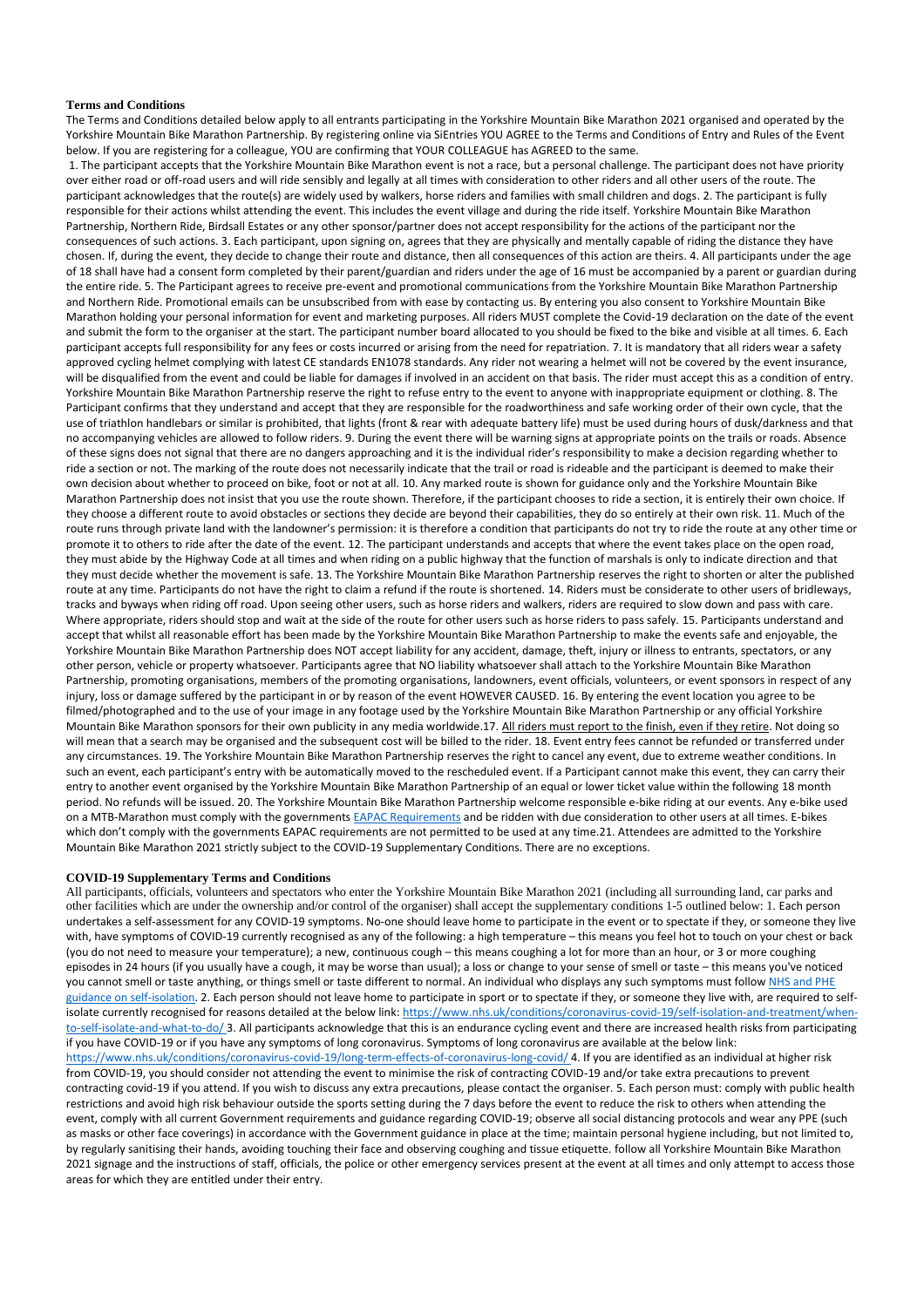**Terms and Conditions**

The Terms and Conditions detailed below apply to all entrants participating in the Yorkshire Mountain Bike Marathon 2021 organised and operated by the Yorkshire Mountain Bike Marathon Partnership. By registering online via SiEntries YOU AGREE to the Terms and Conditions of Entry and Rules of the Event below. If you are registering for a colleague, YOU are confirming that YOUR COLLEAGUE has AGREED to the same.

1. The participant accepts that the Yorkshire Mountain Bike Marathon event is not a race, but a personal challenge. The participant does not have priority over either road or off-road users and will ride sensibly and legally at all times with consideration to other riders and all other users of the route. The participant acknowledges that the route(s) are widely used by walkers, horse riders and families with small children and dogs. 2. The participant is fully responsible for their actions whilst attending the event. This includes the event village and during the ride itself. Yorkshire Mountain Bike Marathon Partnership, Northern Ride, Birdsall Estates or any other sponsor/partner does not accept responsibility for the actions of the participant nor the consequences of such actions. 3. Each participant, upon signing on, agrees that they are physically and mentally capable of riding the distance they have chosen. If, during the event, they decide to change their route and distance, then all consequences of this action are theirs. 4. All participants under the age of 18 shall have had a consent form completed by their parent/guardian and riders under the age of 16 must be accompanied by a parent or guardian during the entire ride. 5. The Participant agrees to receive pre-event and promotional communications from the Yorkshire Mountain Bike Marathon Partnership and Northern Ride. Promotional emails can be unsubscribed from with ease by contacting us. By entering you also consent to Yorkshire Mountain Bike Marathon holding your personal information for event and marketing purposes. All riders MUST complete the Covid-19 declaration on the date of the event and submit the form to the organiser at the start. The participant number board allocated to you should be fixed to the bike and visible at all times. 6. Each participant accepts full responsibility for any fees or costs incurred or arising from the need for repatriation. 7. It is mandatory that all riders wear a safety approved cycling helmet complying with latest CE standards EN1078 standards. Any rider not wearing a helmet will not be covered by the event insurance, will be disqualified from the event and could be liable for damages if involved in an accident on that basis. The rider must accept this as a condition of entry. Yorkshire Mountain Bike Marathon Partnership reserve the right to refuse entry to the event to anyone with inappropriate equipment or clothing. 8. The Participant confirms that they understand and accept that they are responsible for the roadworthiness and safe working order of their own cycle, that the use of triathlon handlebars or similar is prohibited, that lights (front & rear with adequate battery life) must be used during hours of dusk/darkness and that no accompanying vehicles are allowed to follow riders. 9. During the event there will be warning signs at appropriate points on the trails or roads. Absence of these signs does not signal that there are no dangers approaching and it is the individual rider's responsibility to make a decision regarding whether to ride a section or not. The marking of the route does not necessarily indicate that the trail or road is rideable and the participant is deemed to make their own decision about whether to proceed on bike, foot or not at all. 10. Any marked route is shown for guidance only and the Yorkshire Mountain Bike Marathon Partnership does not insist that you use the route shown. Therefore, if the participant chooses to ride a section, it is entirely their own choice. If they choose a different route to avoid obstacles or sections they decide are beyond their capabilities, they do so entirely at their own risk. 11. Much of the route runs through private land with the landowner's permission: it is therefore a condition that participants do not try to ride the route at any other time or promote it to others to ride after the date of the event. 12. The participant understands and accepts that where the event takes place on the open road, they must abide by the Highway Code at all times and when riding on a public highway that the function of marshals is only to indicate direction and that they must decide whether the movement is safe. 13. The Yorkshire Mountain Bike Marathon Partnership reserves the right to shorten or alter the published route at any time. Participants do not have the right to claim a refund if the route is shortened. 14. Riders must be considerate to other users of bridleways, tracks and byways when riding off road. Upon seeing other users, such as horse riders and walkers, riders are required to slow down and pass with care. Where appropriate, riders should stop and wait at the side of the route for other users such as horse riders to pass safely. 15. Participants understand and accept that whilst all reasonable effort has been made by the Yorkshire Mountain Bike Marathon Partnership to make the events safe and enjoyable, the Yorkshire Mountain Bike Marathon Partnership does NOT accept liability for any accident, damage, theft, injury or illness to entrants, spectators, or any other person, vehicle or property whatsoever. Participants agree that NO liability whatsoever shall attach to the Yorkshire Mountain Bike Marathon Partnership, promoting organisations, members of the promoting organisations, landowners, event officials, volunteers, or event sponsors in respect of any injury, loss or damage suffered by the participant in or by reason of the event HOWEVER CAUSED. 16. By entering the event location you agree to be filmed/photographed and to the use of your image in any footage used by the Yorkshire Mountain Bike Marathon Partnership or any official Yorkshire Mountain Bike Marathon sponsors for their own publicity in any media worldwide.17. All riders must report to the finish, even if they retire. Not doing so will mean that a search may be organised and the subsequent cost will be billed to the rider. 18. Event entry fees cannot be refunded or transferred under any circumstances. 19. The Yorkshire Mountain Bike Marathon Partnership reserves the right to cancel any event, due to extreme weather conditions. In such an event, each participant's entry with be automatically moved to the rescheduled event. If a Participant cannot make this event, they can carry their entry to another event organised by the Yorkshire Mountain Bike Marathon Partnership of an equal or lower ticket value within the following 18 month period. No refunds will be issued. 20. The Yorkshire Mountain Bike Marathon Partnership welcome responsible e-bike riding at our events. Any e-bike used on a MTB-Marathon must comply with the governments EAPAC Requirements and be ridden with due consideration to other users at all times. E-bikes which don't comply with the governments EAPAC requirements are not permitted to be used at any time.21. Attendees are admitted to the Yorkshire Mountain Bike Marathon 2021 strictly subject to the COVID-19 Supplementary Conditions. There are no exceptions.

**COVID-19 Supplementary Terms and Conditions**

All participants, officials, volunteers and spectators who enter the Yorkshire Mountain Bike Marathon 2021 (including all surrounding land, car parks and other facilities which are under the ownership and/or control of the organiser) shall accept the supplementary conditions 1-5 outlined below: 1. Each person undertakes a self-assessment for any COVID-19 symptoms. No-one should leave home to participate in the event or to spectate if they, or someone they live with, have symptoms of COVID-19 currently recognised as any of the following: a high temperature – this means you feel hot to touch on your chest or back (you do not need to measure your temperature); a new, continuous cough – this means coughing a lot for more than an hour, or 3 or more coughing episodes in 24 hours (if you usually have a cough, it may be worse than usual); a loss or change to your sense of smell or taste – this means you've noticed you cannot smell or taste anything, or things smell or taste different to normal. An individual who displays any such symptoms must follow NHS and PHE guidance on self-isolation. 2. Each person should not leave home to participate in sport or to spectate if they, or someone they live with, are required to self-isolate currently recognised for reasons detailed at the below link: https://www.nhs.uk/conditions/coronavirus-covid-19/self-isolation-and-treatment/when-to-self-isolate-and-what-to-do/ 3. All participants acknowledge that this is an endurance cycling event and there are increased health risks from participating if you have COVID-19 or if you have any symptoms of long coronavirus. Symptoms of long coronavirus are available at the below link: https://www.nhs.uk/conditions/coronavirus-covid-19/long-term-effects-of-coronavirus-long-covid/ 4. If you are identified as an individual at higher risk from COVID-19, you should consider not attending the event to minimise the risk of contracting COVID-19 and/or take extra precautions to prevent contracting covid-19 if you attend. If you wish to discuss any extra precautions, please contact the organiser. 5. Each person must: comply with public health restrictions and avoid high risk behaviour outside the sports setting during the 7 days before the event to reduce the risk to others when attending the event, comply with all current Government requirements and guidance regarding COVID-19; observe all social distancing protocols and wear any PPE (such as masks or other face coverings) in accordance with the Government guidance in place at the time; maintain personal hygiene including, but not limited to, by regularly sanitising their hands, avoiding touching their face and observing coughing and tissue etiquette. follow all Yorkshire Mountain Bike Marathon 2021 signage and the instructions of staff, officials, the police or other emergency services present at the event at all times and only attempt to access those areas for which they are entitled under their entry.